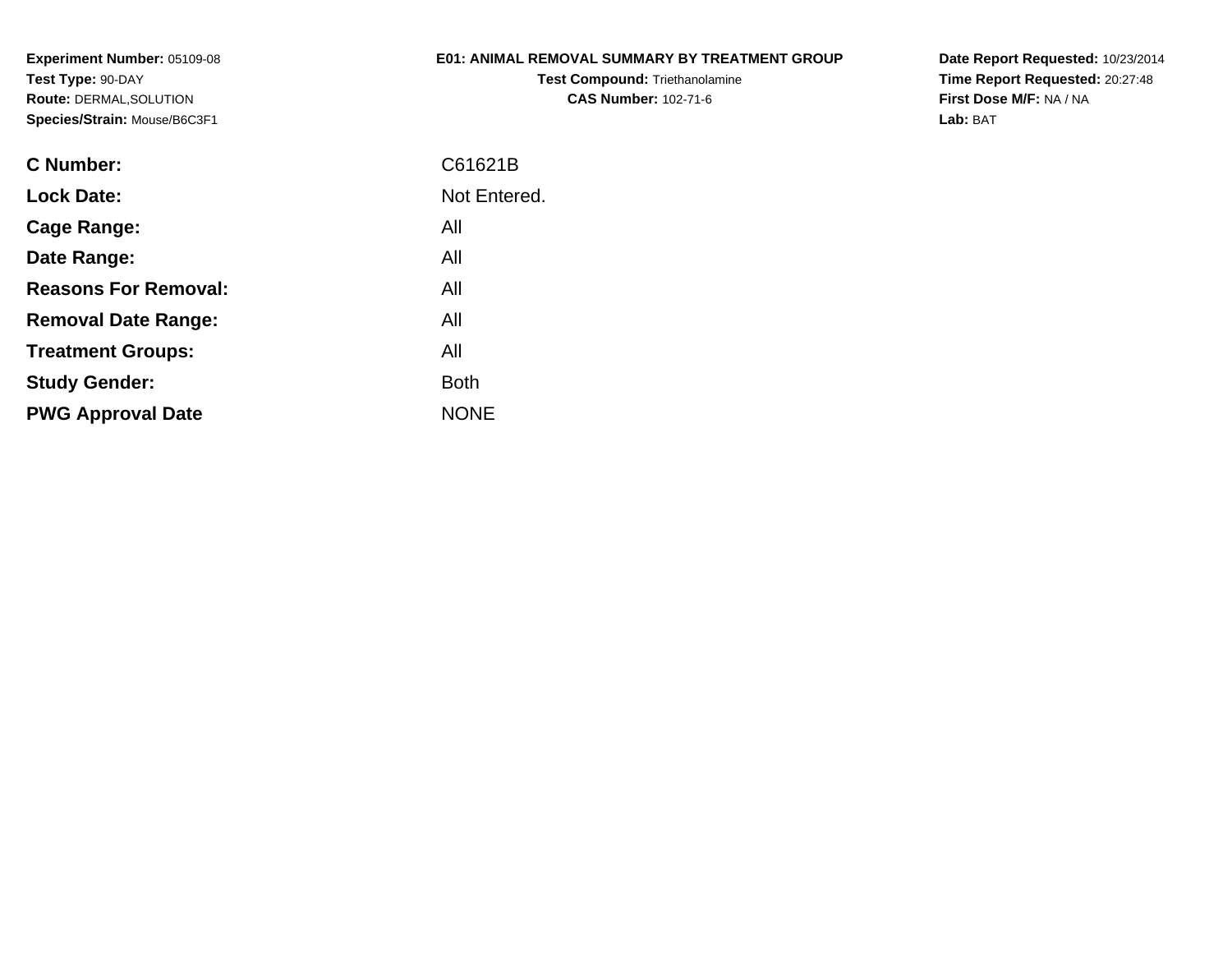**Experiment Number:** 05109-08
**Test Type:** 90-DAY
**Route:** DERMAL,SOLUTION
**Species/Strain:** Mouse/B6C3F1

**E01: ANIMAL REMOVAL SUMMARY BY TREATMENT GROUP**
**Test Compound:** Triethanolamine
**CAS Number:** 102-71-6

**Date Report Requested:** 10/23/2014
**Time Report Requested:** 20:27:48
**First Dose M/F:** NA / NA
**Lab:** BAT

| | |
|---|---|
| **C Number:** | C61621B |
| **Lock Date:** | Not Entered. |
| **Cage Range:** | All |
| **Date Range:** | All |
| **Reasons For Removal:** | All |
| **Removal Date Range:** | All |
| **Treatment Groups:** | All |
| **Study Gender:** | Both |
| **PWG Approval Date** | NONE |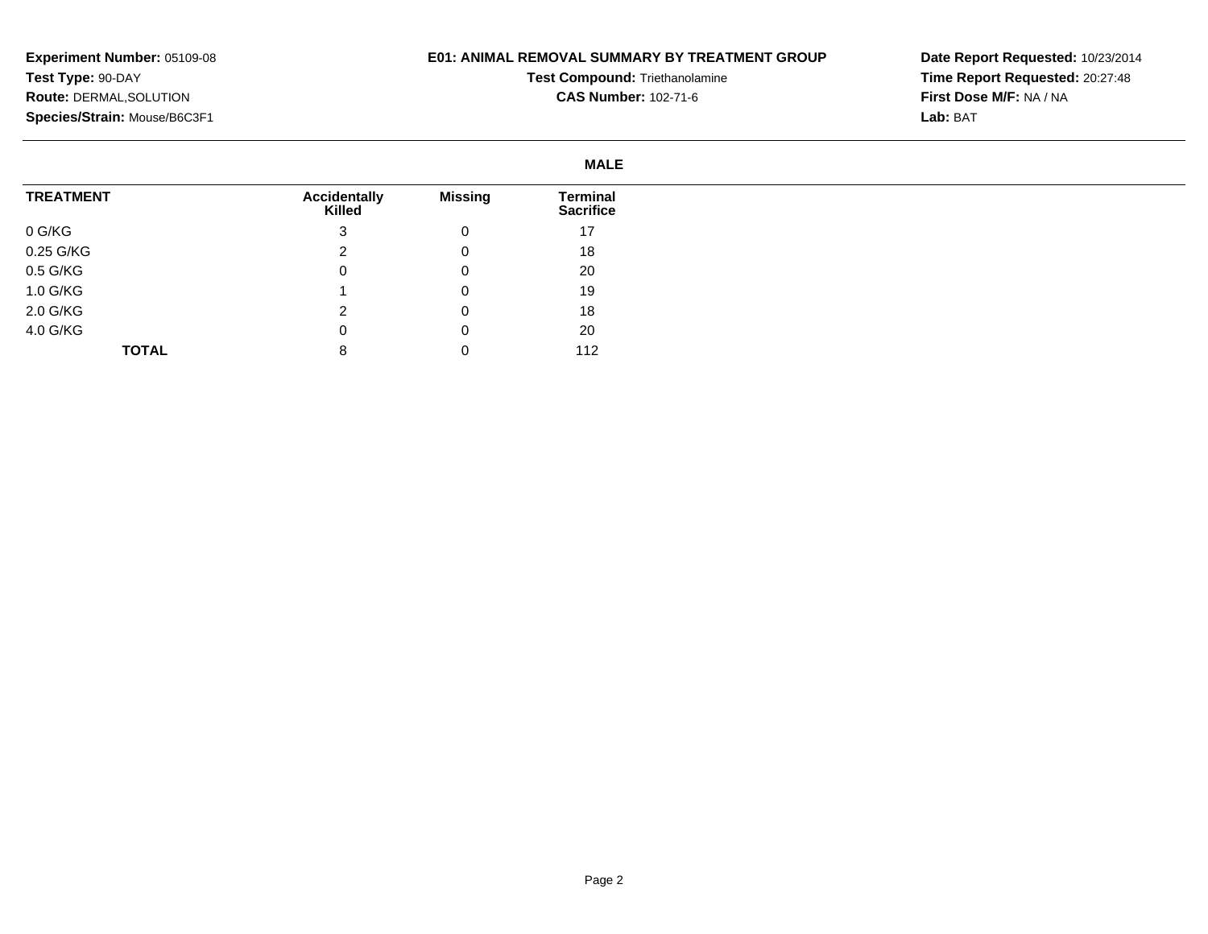**Experiment Number:** 05109-08
**Test Type:** 90-DAY
**Route:** DERMAL,SOLUTION
**Species/Strain:** Mouse/B6C3F1

**E01: ANIMAL REMOVAL SUMMARY BY TREATMENT GROUP**
**Test Compound:** Triethanolamine
**CAS Number:** 102-71-6

**Date Report Requested:** 10/23/2014
**Time Report Requested:** 20:27:48
**First Dose M/F:** NA / NA
**Lab:** BAT

**MALE**

| TREATMENT | Accidentally Killed | Missing | Terminal Sacrifice |
|---|---|---|---|
| 0 G/KG | 3 | 0 | 17 |
| 0.25 G/KG | 2 | 0 | 18 |
| 0.5 G/KG | 0 | 0 | 20 |
| 1.0 G/KG | 1 | 0 | 19 |
| 2.0 G/KG | 2 | 0 | 18 |
| 4.0 G/KG | 0 | 0 | 20 |
| **TOTAL** | 8 | 0 | 112 |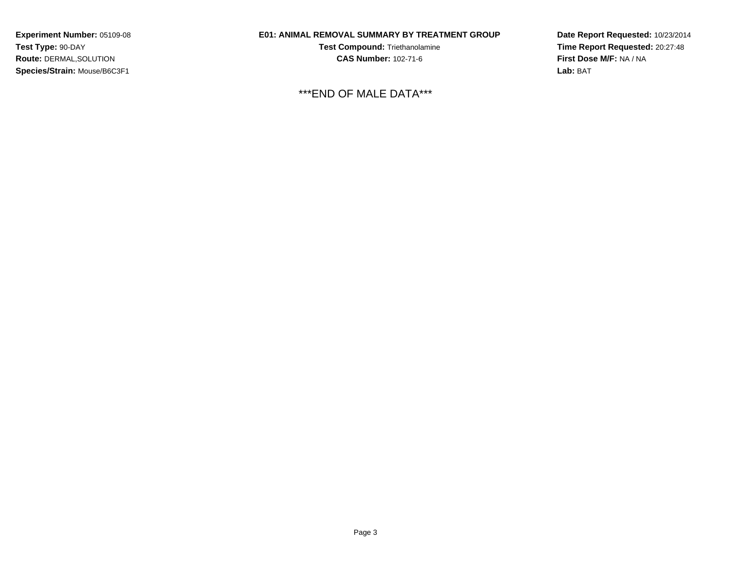**Experiment Number:** 05109-08
**Test Type:** 90-DAY
**Route:** DERMAL,SOLUTION
**Species/Strain:** Mouse/B6C3F1

**E01: ANIMAL REMOVAL SUMMARY BY TREATMENT GROUP**
**Test Compound:** Triethanolamine
**CAS Number:** 102-71-6

**Date Report Requested:** 10/23/2014
**Time Report Requested:** 20:27:48
**First Dose M/F:** NA / NA
**Lab:** BAT

***END OF MALE DATA***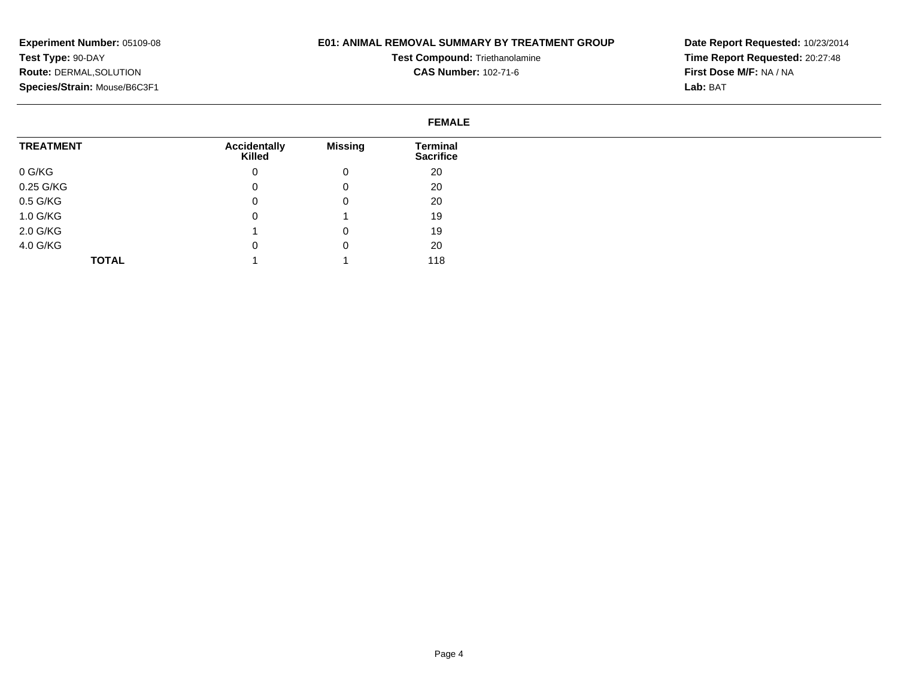**Experiment Number:** 05109-08
**Test Type:** 90-DAY
**Route:** DERMAL,SOLUTION
**Species/Strain:** Mouse/B6C3F1

**E01: ANIMAL REMOVAL SUMMARY BY TREATMENT GROUP**
**Test Compound:** Triethanolamine
**CAS Number:** 102-71-6

**Date Report Requested:** 10/23/2014
**Time Report Requested:** 20:27:48
**First Dose M/F:** NA / NA
**Lab:** BAT

**FEMALE**

| TREATMENT | Accidentally Killed | Missing | Terminal Sacrifice |
|---|---|---|---|
| 0 G/KG | 0 | 0 | 20 |
| 0.25 G/KG | 0 | 0 | 20 |
| 0.5 G/KG | 0 | 0 | 20 |
| 1.0 G/KG | 0 | 1 | 19 |
| 2.0 G/KG | 1 | 0 | 19 |
| 4.0 G/KG | 0 | 0 | 20 |
| **TOTAL** | 1 | 1 | 118 |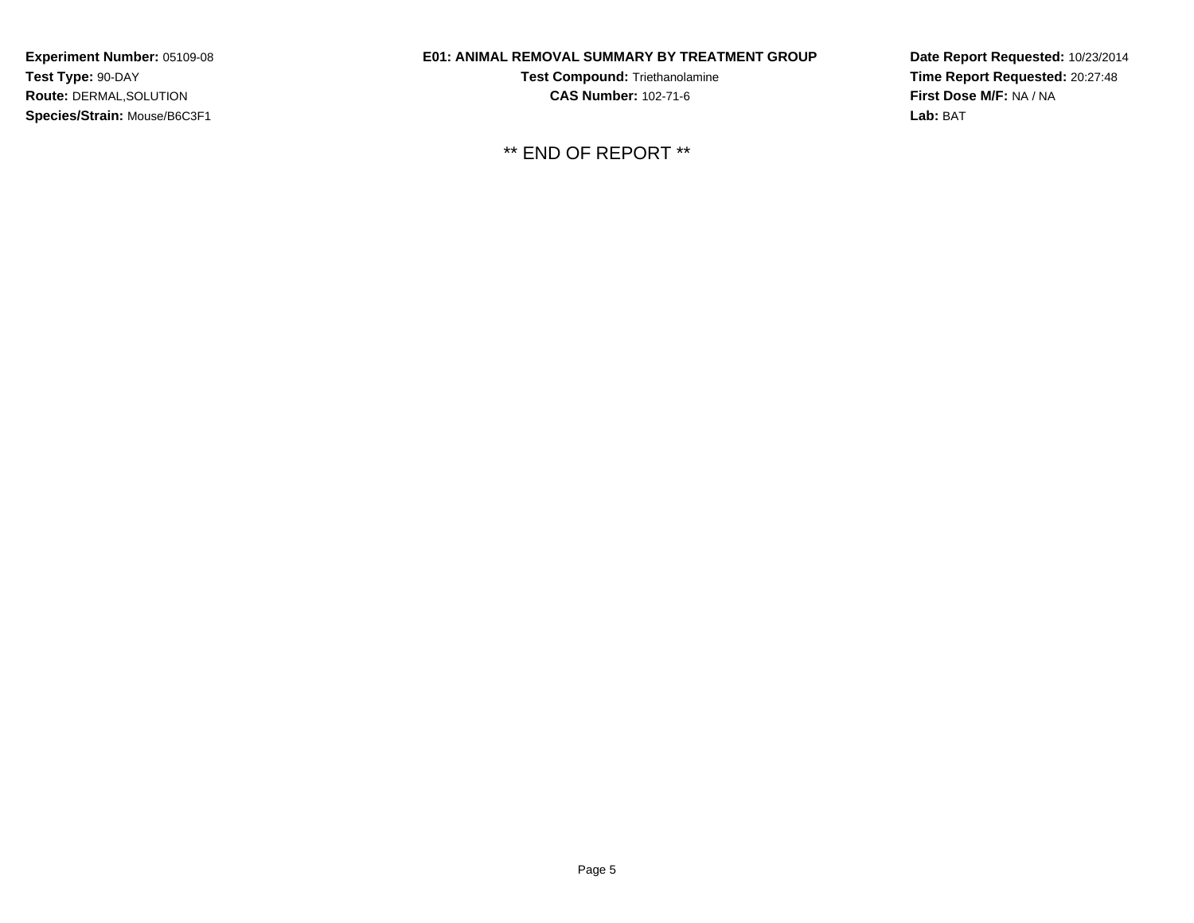**Experiment Number:** 05109-08
**Test Type:** 90-DAY
**Route:** DERMAL,SOLUTION
**Species/Strain:** Mouse/B6C3F1

**E01: ANIMAL REMOVAL SUMMARY BY TREATMENT GROUP**
**Test Compound:** Triethanolamine
**CAS Number:** 102-71-6

**Date Report Requested:** 10/23/2014
**Time Report Requested:** 20:27:48
**First Dose M/F:** NA / NA
**Lab:** BAT

** END OF REPORT **